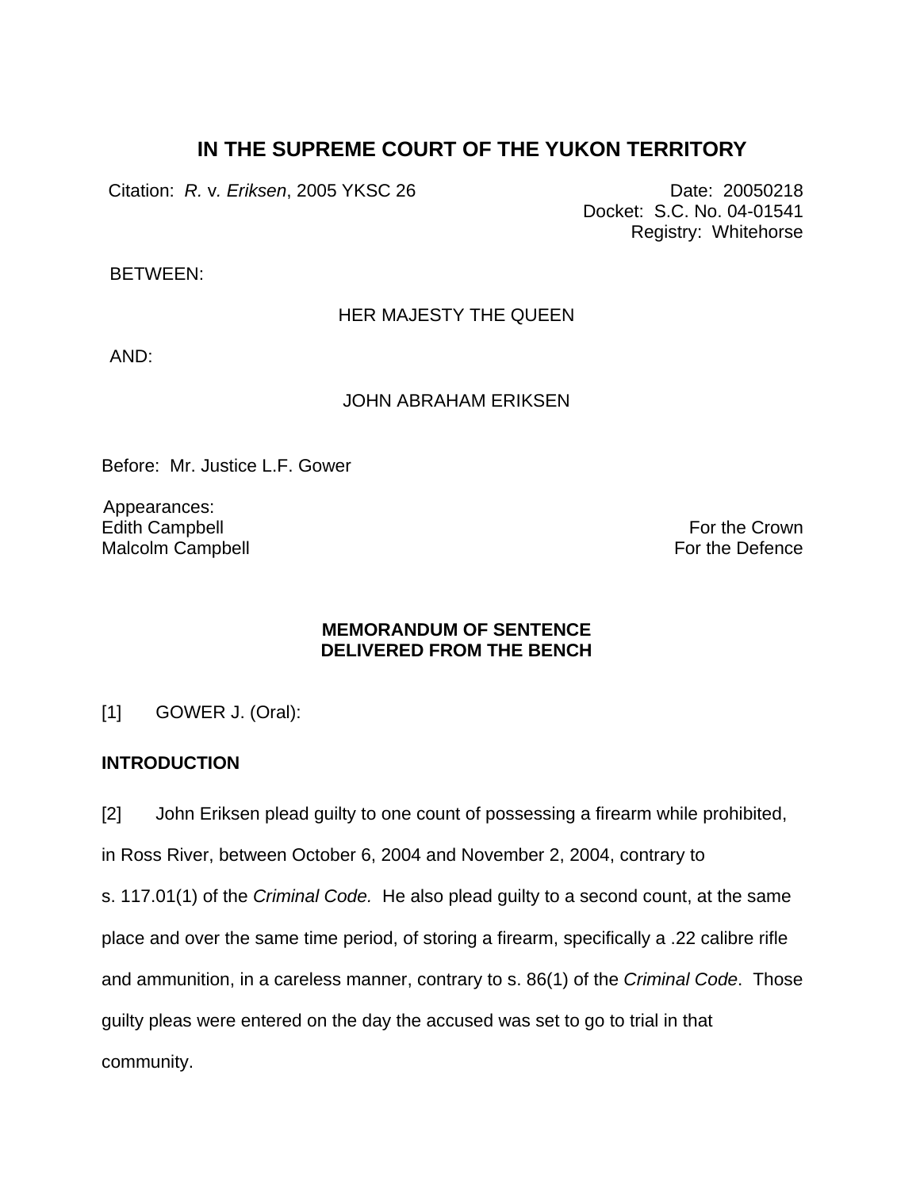# IN THE SUPREME COURT OF THE YUKON TERRITORY

Citation: *R.* v. *Eriksen*, 2005 YKSC 26

Date: 20050218
Docket: S.C. No. 04-01541
Registry: Whitehorse

BETWEEN:

HER MAJESTY THE QUEEN

AND:

JOHN ABRAHAM ERIKSEN

Before: Mr. Justice L.F. Gower

Appearances:
Edith Campbell — For the Crown
Malcolm Campbell — For the Defence

**MEMORANDUM OF SENTENCE
DELIVERED FROM THE BENCH**

[1] GOWER J. (Oral):

**INTRODUCTION**

[2] John Eriksen plead guilty to one count of possessing a firearm while prohibited, in Ross River, between October 6, 2004 and November 2, 2004, contrary to s. 117.01(1) of the *Criminal Code.* He also plead guilty to a second count, at the same place and over the same time period, of storing a firearm, specifically a .22 calibre rifle and ammunition, in a careless manner, contrary to s. 86(1) of the *Criminal Code*. Those guilty pleas were entered on the day the accused was set to go to trial in that community.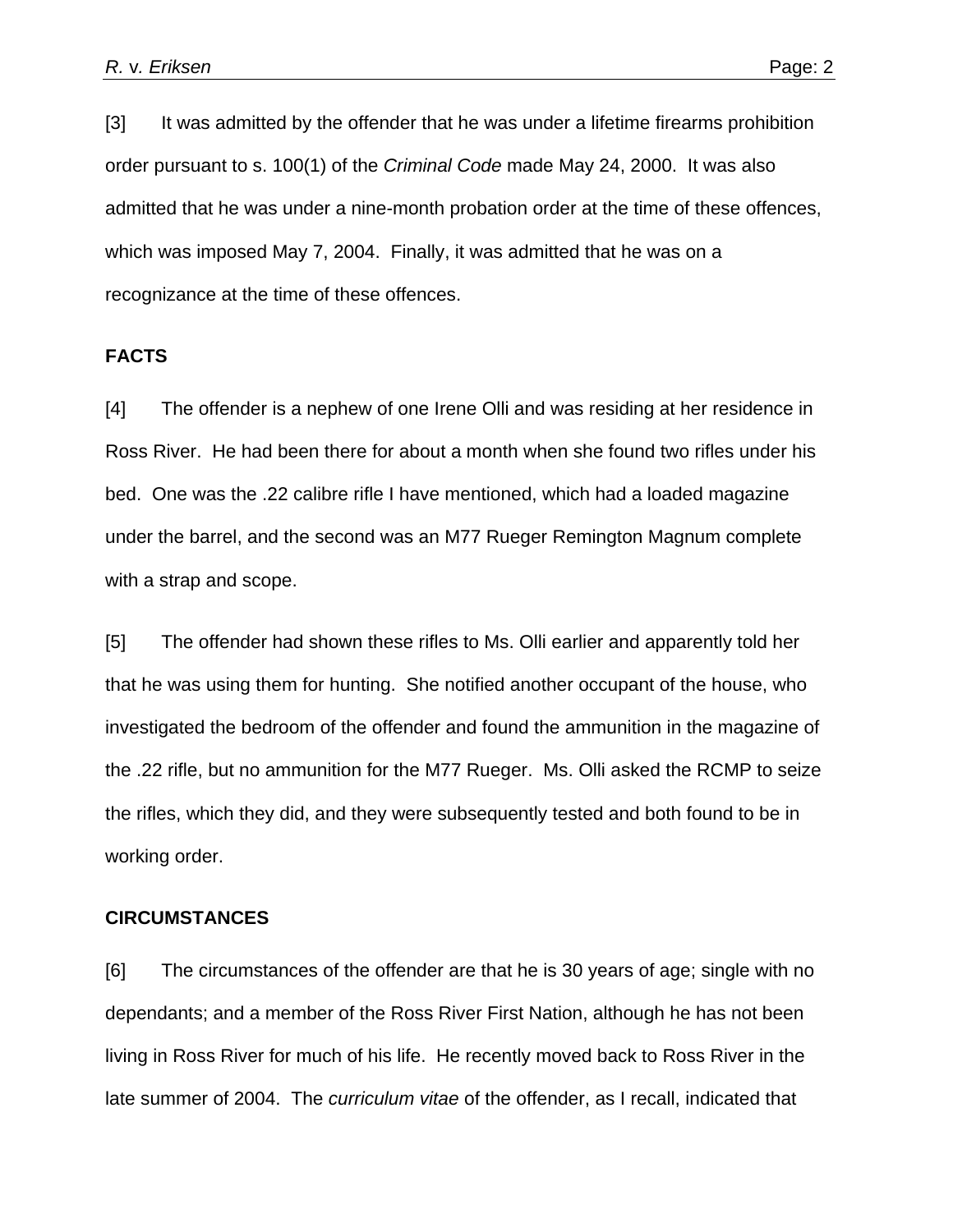[3] It was admitted by the offender that he was under a lifetime firearms prohibition order pursuant to s. 100(1) of the *Criminal Code* made May 24, 2000. It was also admitted that he was under a nine-month probation order at the time of these offences, which was imposed May 7, 2004. Finally, it was admitted that he was on a recognizance at the time of these offences.

## FACTS

[4] The offender is a nephew of one Irene Olli and was residing at her residence in Ross River. He had been there for about a month when she found two rifles under his bed. One was the .22 calibre rifle I have mentioned, which had a loaded magazine under the barrel, and the second was an M77 Rueger Remington Magnum complete with a strap and scope.

[5] The offender had shown these rifles to Ms. Olli earlier and apparently told her that he was using them for hunting. She notified another occupant of the house, who investigated the bedroom of the offender and found the ammunition in the magazine of the .22 rifle, but no ammunition for the M77 Rueger. Ms. Olli asked the RCMP to seize the rifles, which they did, and they were subsequently tested and both found to be in working order.

## CIRCUMSTANCES

[6] The circumstances of the offender are that he is 30 years of age; single with no dependants; and a member of the Ross River First Nation, although he has not been living in Ross River for much of his life. He recently moved back to Ross River in the late summer of 2004. The *curriculum vitae* of the offender, as I recall, indicated that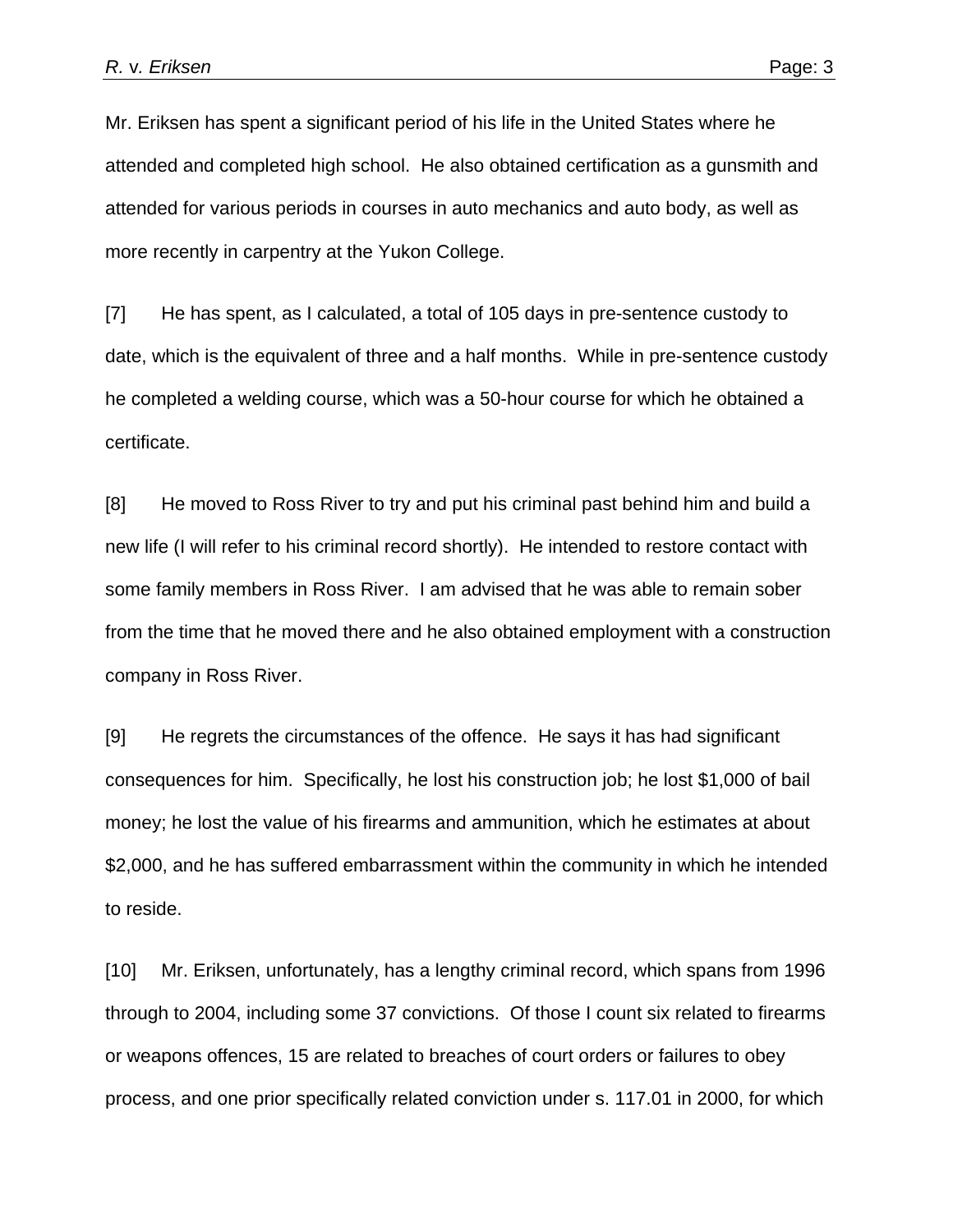Mr. Eriksen has spent a significant period of his life in the United States where he attended and completed high school. He also obtained certification as a gunsmith and attended for various periods in courses in auto mechanics and auto body, as well as more recently in carpentry at the Yukon College.

[7] He has spent, as I calculated, a total of 105 days in pre-sentence custody to date, which is the equivalent of three and a half months. While in pre-sentence custody he completed a welding course, which was a 50-hour course for which he obtained a certificate.

[8] He moved to Ross River to try and put his criminal past behind him and build a new life (I will refer to his criminal record shortly). He intended to restore contact with some family members in Ross River. I am advised that he was able to remain sober from the time that he moved there and he also obtained employment with a construction company in Ross River.

[9] He regrets the circumstances of the offence. He says it has had significant consequences for him. Specifically, he lost his construction job; he lost $1,000 of bail money; he lost the value of his firearms and ammunition, which he estimates at about $2,000, and he has suffered embarrassment within the community in which he intended to reside.

[10] Mr. Eriksen, unfortunately, has a lengthy criminal record, which spans from 1996 through to 2004, including some 37 convictions. Of those I count six related to firearms or weapons offences, 15 are related to breaches of court orders or failures to obey process, and one prior specifically related conviction under s. 117.01 in 2000, for which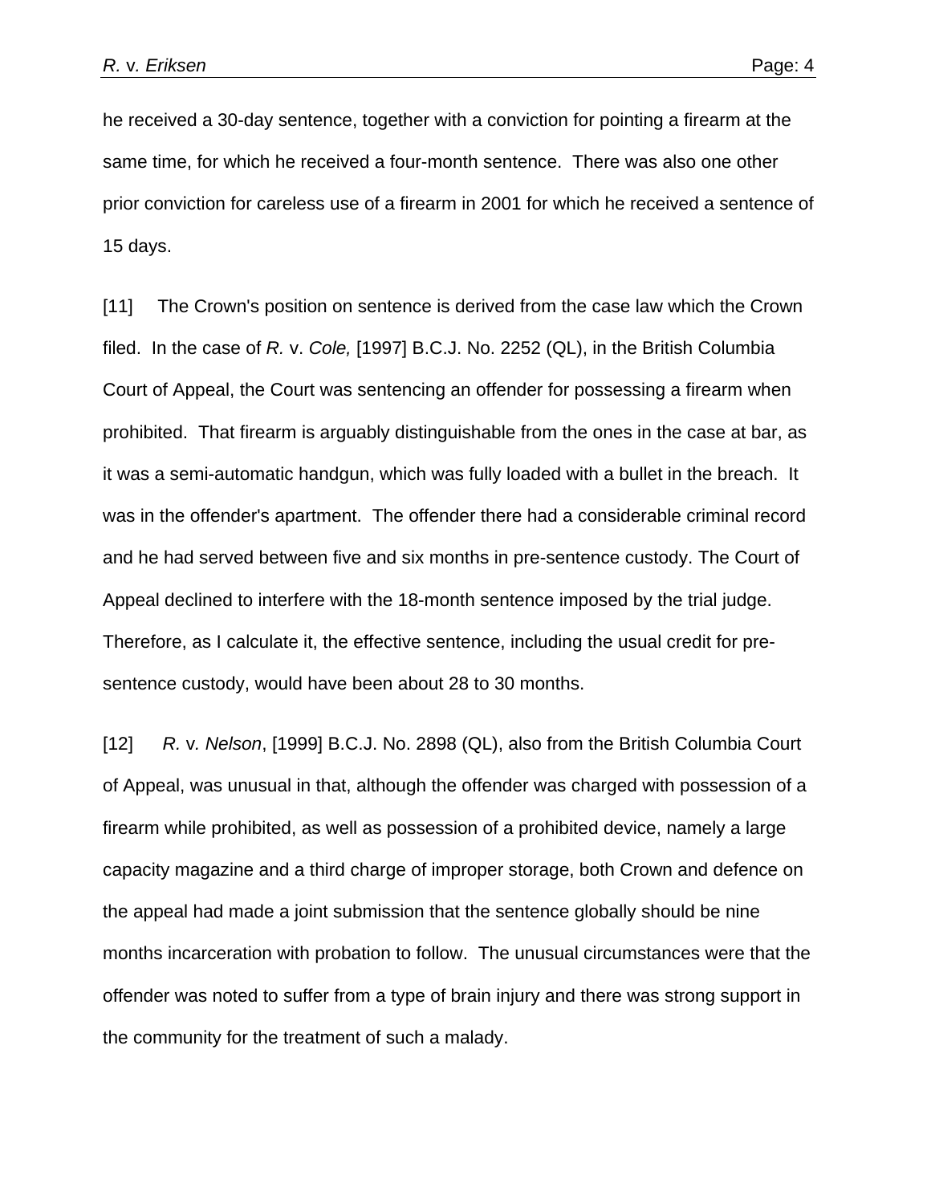he received a 30-day sentence, together with a conviction for pointing a firearm at the same time, for which he received a four-month sentence. There was also one other prior conviction for careless use of a firearm in 2001 for which he received a sentence of 15 days.

[11] The Crown's position on sentence is derived from the case law which the Crown filed. In the case of *R.* v. *Cole,* [1997] B.C.J. No. 2252 (QL), in the British Columbia Court of Appeal, the Court was sentencing an offender for possessing a firearm when prohibited. That firearm is arguably distinguishable from the ones in the case at bar, as it was a semi-automatic handgun, which was fully loaded with a bullet in the breach. It was in the offender's apartment. The offender there had a considerable criminal record and he had served between five and six months in pre-sentence custody. The Court of Appeal declined to interfere with the 18-month sentence imposed by the trial judge. Therefore, as I calculate it, the effective sentence, including the usual credit for pre-sentence custody, would have been about 28 to 30 months.

[12] *R.* v. *Nelson*, [1999] B.C.J. No. 2898 (QL), also from the British Columbia Court of Appeal, was unusual in that, although the offender was charged with possession of a firearm while prohibited, as well as possession of a prohibited device, namely a large capacity magazine and a third charge of improper storage, both Crown and defence on the appeal had made a joint submission that the sentence globally should be nine months incarceration with probation to follow. The unusual circumstances were that the offender was noted to suffer from a type of brain injury and there was strong support in the community for the treatment of such a malady.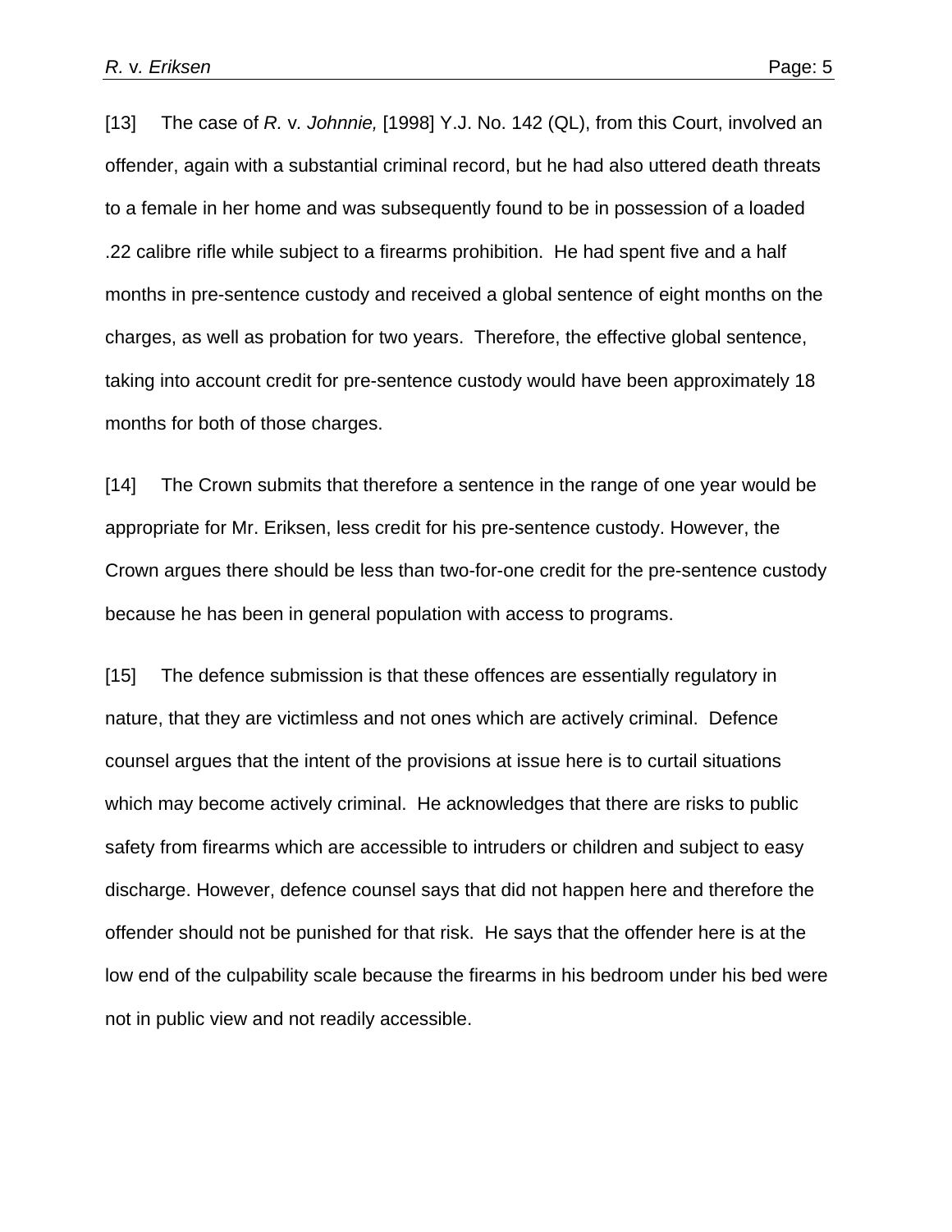[13] The case of *R.* v. *Johnnie,* [1998] Y.J. No. 142 (QL), from this Court, involved an offender, again with a substantial criminal record, but he had also uttered death threats to a female in her home and was subsequently found to be in possession of a loaded .22 calibre rifle while subject to a firearms prohibition. He had spent five and a half months in pre-sentence custody and received a global sentence of eight months on the charges, as well as probation for two years. Therefore, the effective global sentence, taking into account credit for pre-sentence custody would have been approximately 18 months for both of those charges.

[14] The Crown submits that therefore a sentence in the range of one year would be appropriate for Mr. Eriksen, less credit for his pre-sentence custody. However, the Crown argues there should be less than two-for-one credit for the pre-sentence custody because he has been in general population with access to programs.

[15] The defence submission is that these offences are essentially regulatory in nature, that they are victimless and not ones which are actively criminal. Defence counsel argues that the intent of the provisions at issue here is to curtail situations which may become actively criminal. He acknowledges that there are risks to public safety from firearms which are accessible to intruders or children and subject to easy discharge. However, defence counsel says that did not happen here and therefore the offender should not be punished for that risk. He says that the offender here is at the low end of the culpability scale because the firearms in his bedroom under his bed were not in public view and not readily accessible.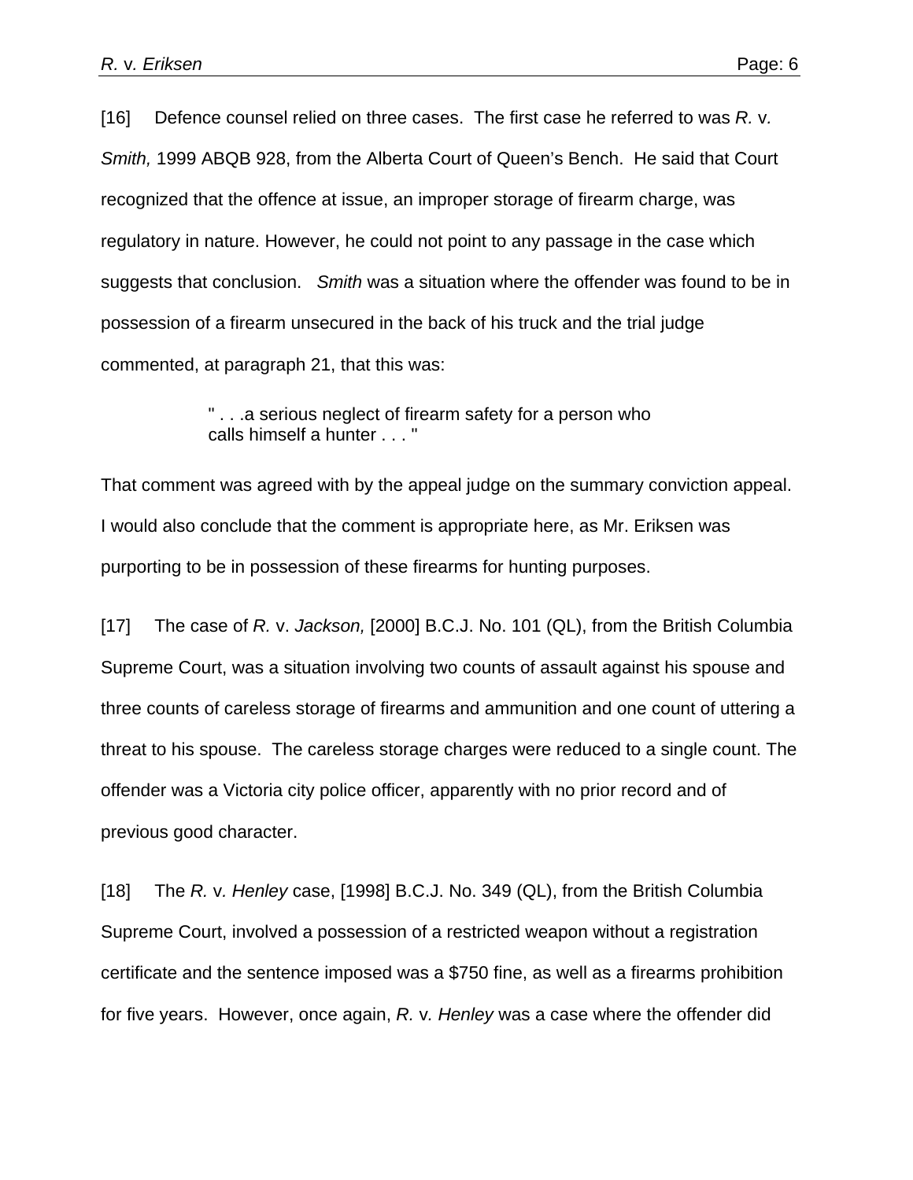[16] Defence counsel relied on three cases. The first case he referred to was *R.* v. *Smith,* 1999 ABQB 928, from the Alberta Court of Queen's Bench. He said that Court recognized that the offence at issue, an improper storage of firearm charge, was regulatory in nature. However, he could not point to any passage in the case which suggests that conclusion. *Smith* was a situation where the offender was found to be in possession of a firearm unsecured in the back of his truck and the trial judge commented, at paragraph 21, that this was:

> " . . .a serious neglect of firearm safety for a person who calls himself a hunter . . . "

That comment was agreed with by the appeal judge on the summary conviction appeal. I would also conclude that the comment is appropriate here, as Mr. Eriksen was purporting to be in possession of these firearms for hunting purposes.

[17] The case of *R.* v. *Jackson,* [2000] B.C.J. No. 101 (QL), from the British Columbia Supreme Court, was a situation involving two counts of assault against his spouse and three counts of careless storage of firearms and ammunition and one count of uttering a threat to his spouse. The careless storage charges were reduced to a single count. The offender was a Victoria city police officer, apparently with no prior record and of previous good character.

[18] The *R.* v. *Henley* case, [1998] B.C.J. No. 349 (QL), from the British Columbia Supreme Court, involved a possession of a restricted weapon without a registration certificate and the sentence imposed was a $750 fine, as well as a firearms prohibition for five years. However, once again, *R.* v. *Henley* was a case where the offender did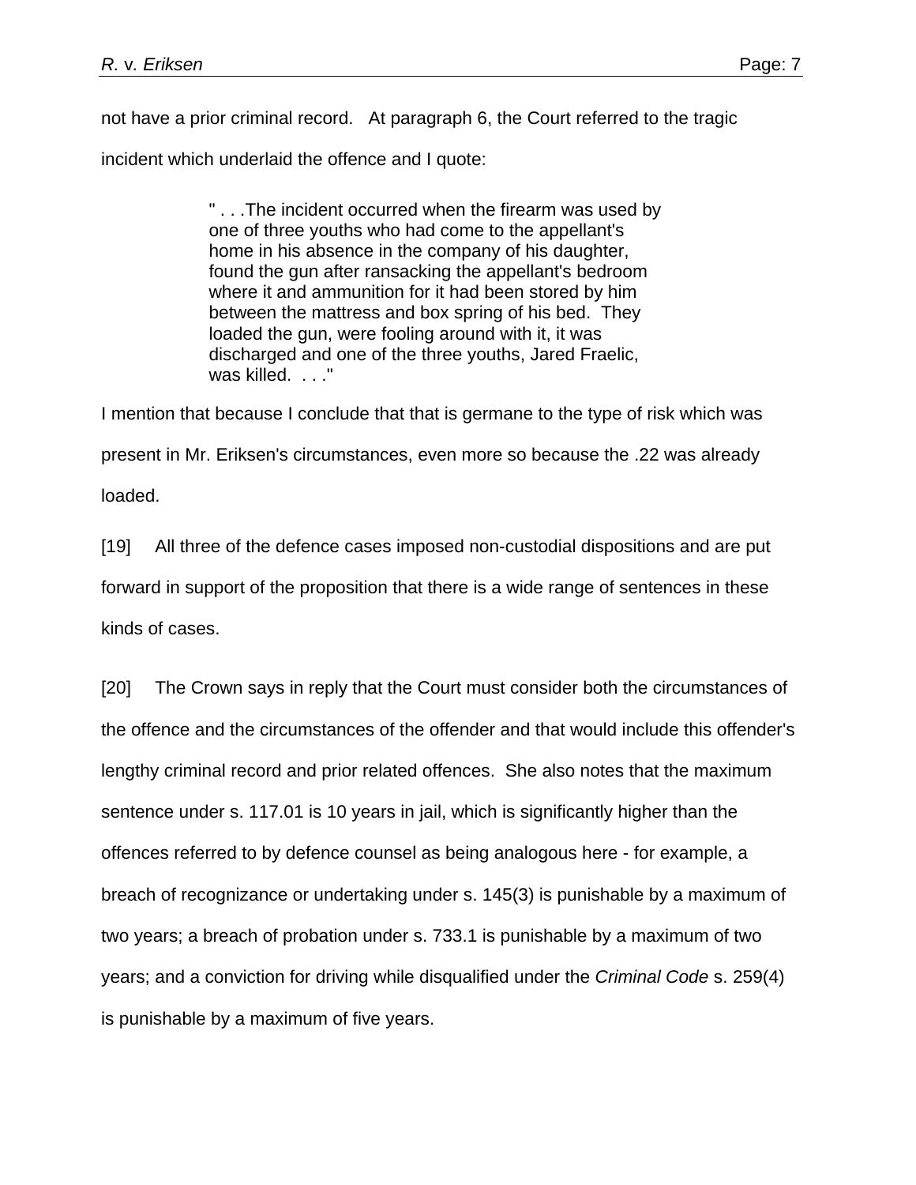not have a prior criminal record. At paragraph 6, the Court referred to the tragic incident which underlaid the offence and I quote:

> " . . .The incident occurred when the firearm was used by one of three youths who had come to the appellant's home in his absence in the company of his daughter, found the gun after ransacking the appellant's bedroom where it and ammunition for it had been stored by him between the mattress and box spring of his bed. They loaded the gun, were fooling around with it, it was discharged and one of the three youths, Jared Fraelic, was killed. . . ."

I mention that because I conclude that that is germane to the type of risk which was present in Mr. Eriksen's circumstances, even more so because the .22 was already loaded.

[19] All three of the defence cases imposed non-custodial dispositions and are put forward in support of the proposition that there is a wide range of sentences in these kinds of cases.

[20] The Crown says in reply that the Court must consider both the circumstances of the offence and the circumstances of the offender and that would include this offender's lengthy criminal record and prior related offences. She also notes that the maximum sentence under s. 117.01 is 10 years in jail, which is significantly higher than the offences referred to by defence counsel as being analogous here - for example, a breach of recognizance or undertaking under s. 145(3) is punishable by a maximum of two years; a breach of probation under s. 733.1 is punishable by a maximum of two years; and a conviction for driving while disqualified under the *Criminal Code* s. 259(4) is punishable by a maximum of five years.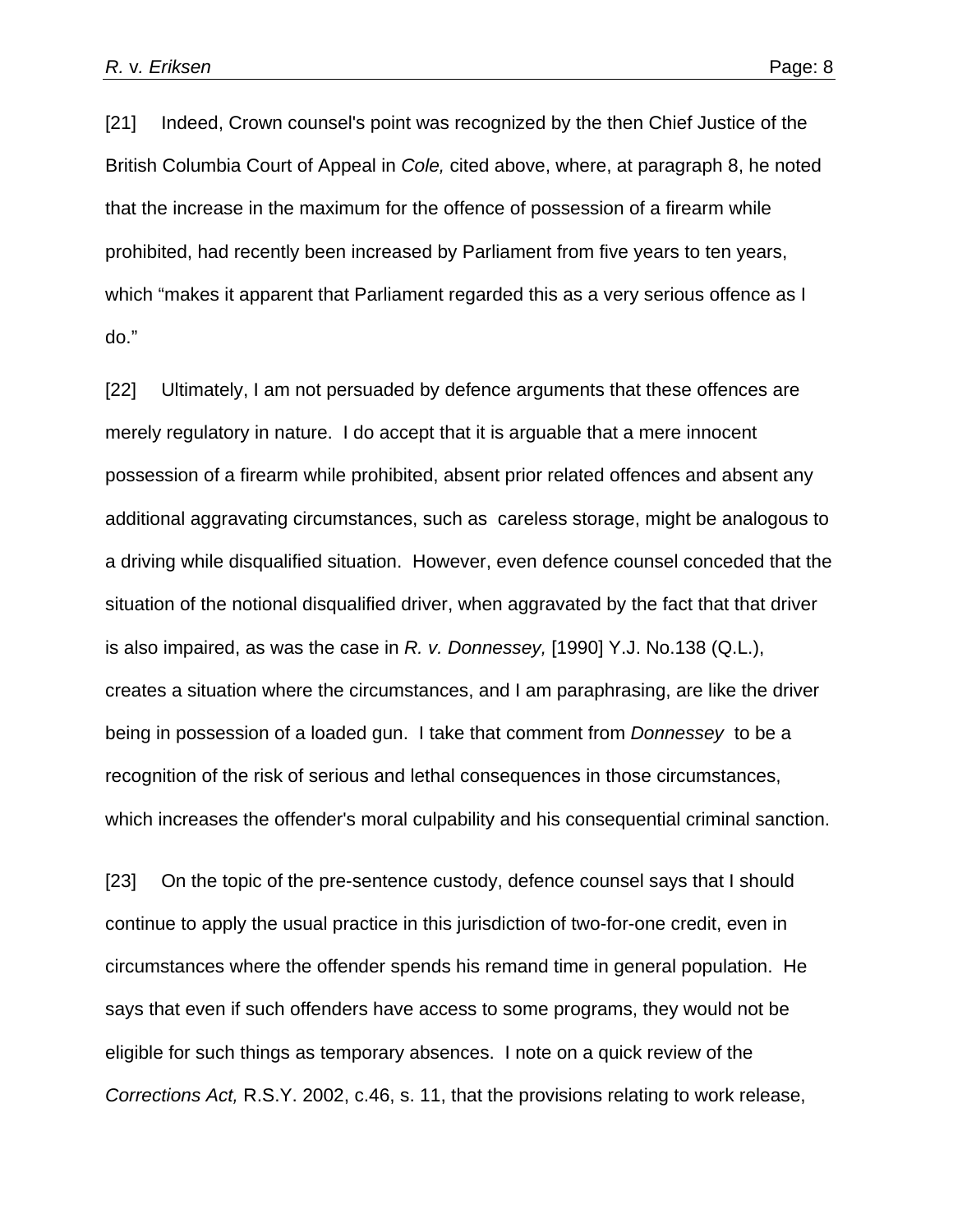[21] Indeed, Crown counsel's point was recognized by the then Chief Justice of the British Columbia Court of Appeal in *Cole,* cited above, where, at paragraph 8, he noted that the increase in the maximum for the offence of possession of a firearm while prohibited, had recently been increased by Parliament from five years to ten years, which "makes it apparent that Parliament regarded this as a very serious offence as I do."

[22] Ultimately, I am not persuaded by defence arguments that these offences are merely regulatory in nature. I do accept that it is arguable that a mere innocent possession of a firearm while prohibited, absent prior related offences and absent any additional aggravating circumstances, such as careless storage, might be analogous to a driving while disqualified situation. However, even defence counsel conceded that the situation of the notional disqualified driver, when aggravated by the fact that that driver is also impaired, as was the case in *R. v. Donnessey,* [1990] Y.J. No.138 (Q.L.), creates a situation where the circumstances, and I am paraphrasing, are like the driver being in possession of a loaded gun. I take that comment from *Donnessey* to be a recognition of the risk of serious and lethal consequences in those circumstances, which increases the offender's moral culpability and his consequential criminal sanction.

[23] On the topic of the pre-sentence custody, defence counsel says that I should continue to apply the usual practice in this jurisdiction of two-for-one credit, even in circumstances where the offender spends his remand time in general population. He says that even if such offenders have access to some programs, they would not be eligible for such things as temporary absences. I note on a quick review of the *Corrections Act,* R.S.Y. 2002, c.46, s. 11, that the provisions relating to work release,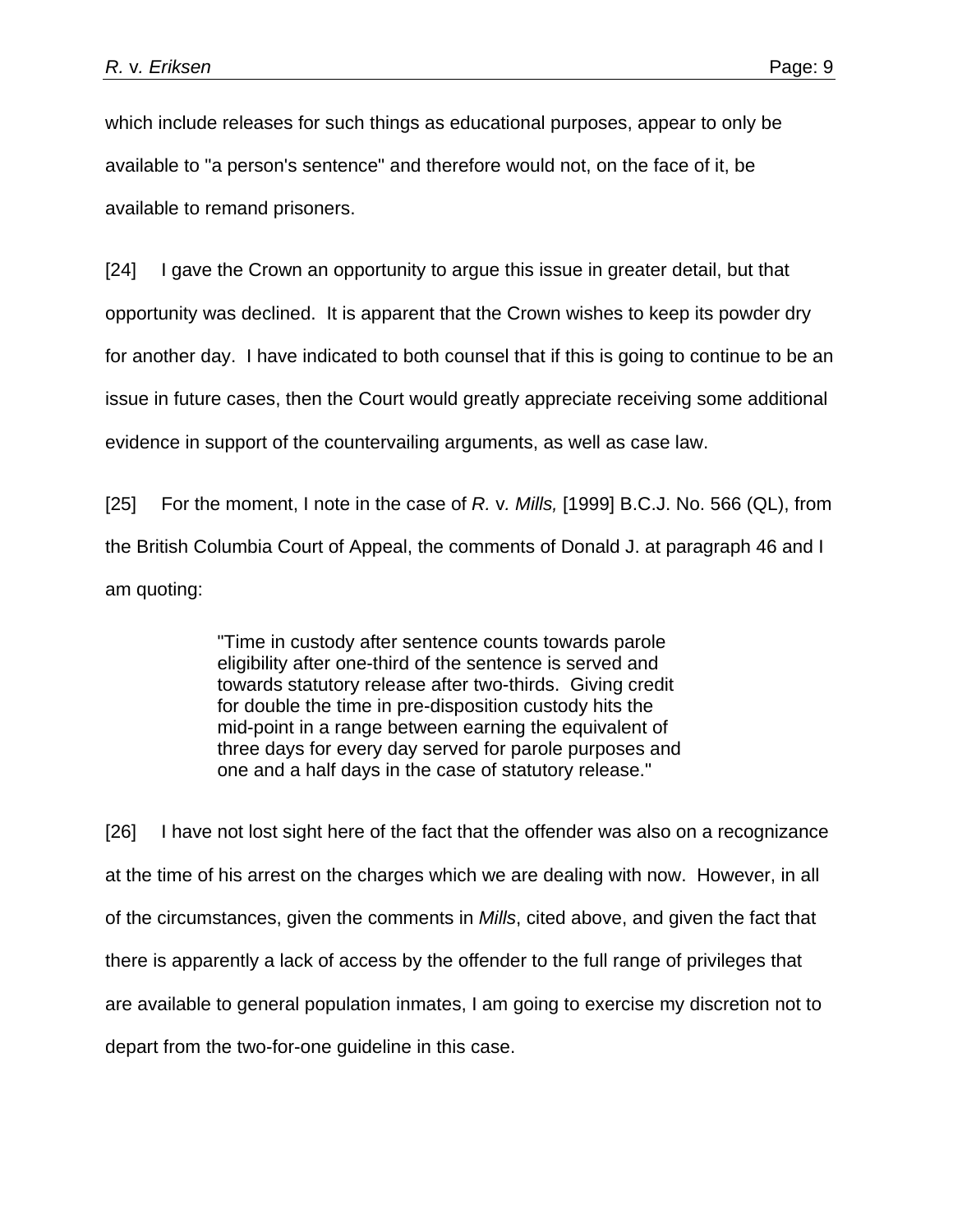which include releases for such things as educational purposes, appear to only be available to "a person's sentence" and therefore would not, on the face of it, be available to remand prisoners.

[24] I gave the Crown an opportunity to argue this issue in greater detail, but that opportunity was declined. It is apparent that the Crown wishes to keep its powder dry for another day. I have indicated to both counsel that if this is going to continue to be an issue in future cases, then the Court would greatly appreciate receiving some additional evidence in support of the countervailing arguments, as well as case law.

[25] For the moment, I note in the case of *R.* v. *Mills,* [1999] B.C.J. No. 566 (QL), from the British Columbia Court of Appeal, the comments of Donald J. at paragraph 46 and I am quoting:

> "Time in custody after sentence counts towards parole eligibility after one-third of the sentence is served and towards statutory release after two-thirds. Giving credit for double the time in pre-disposition custody hits the mid-point in a range between earning the equivalent of three days for every day served for parole purposes and one and a half days in the case of statutory release."

[26] I have not lost sight here of the fact that the offender was also on a recognizance at the time of his arrest on the charges which we are dealing with now. However, in all of the circumstances, given the comments in *Mills*, cited above, and given the fact that there is apparently a lack of access by the offender to the full range of privileges that are available to general population inmates, I am going to exercise my discretion not to depart from the two-for-one guideline in this case.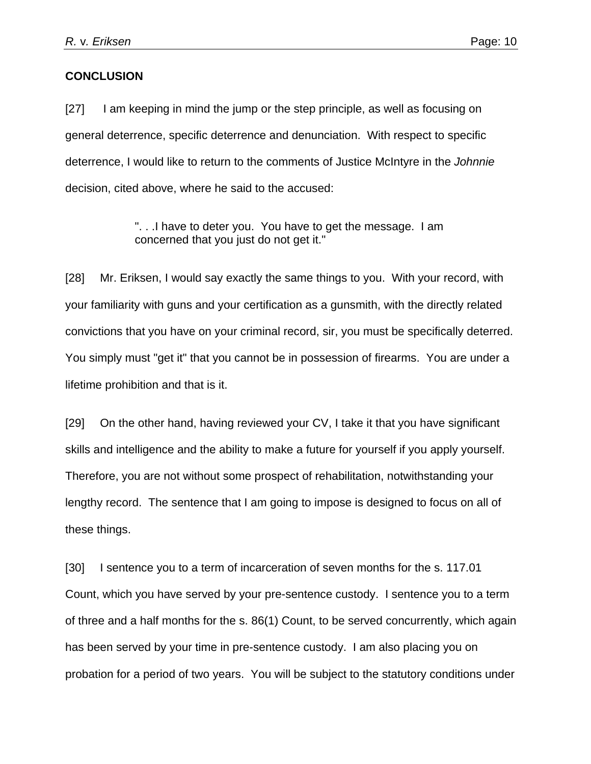**CONCLUSION**

[27] I am keeping in mind the jump or the step principle, as well as focusing on general deterrence, specific deterrence and denunciation. With respect to specific deterrence, I would like to return to the comments of Justice McIntyre in the *Johnnie* decision, cited above, where he said to the accused:

> ". . .I have to deter you. You have to get the message. I am concerned that you just do not get it."

[28] Mr. Eriksen, I would say exactly the same things to you. With your record, with your familiarity with guns and your certification as a gunsmith, with the directly related convictions that you have on your criminal record, sir, you must be specifically deterred. You simply must "get it" that you cannot be in possession of firearms. You are under a lifetime prohibition and that is it.

[29] On the other hand, having reviewed your CV, I take it that you have significant skills and intelligence and the ability to make a future for yourself if you apply yourself. Therefore, you are not without some prospect of rehabilitation, notwithstanding your lengthy record. The sentence that I am going to impose is designed to focus on all of these things.

[30] I sentence you to a term of incarceration of seven months for the s. 117.01 Count, which you have served by your pre-sentence custody. I sentence you to a term of three and a half months for the s. 86(1) Count, to be served concurrently, which again has been served by your time in pre-sentence custody. I am also placing you on probation for a period of two years. You will be subject to the statutory conditions under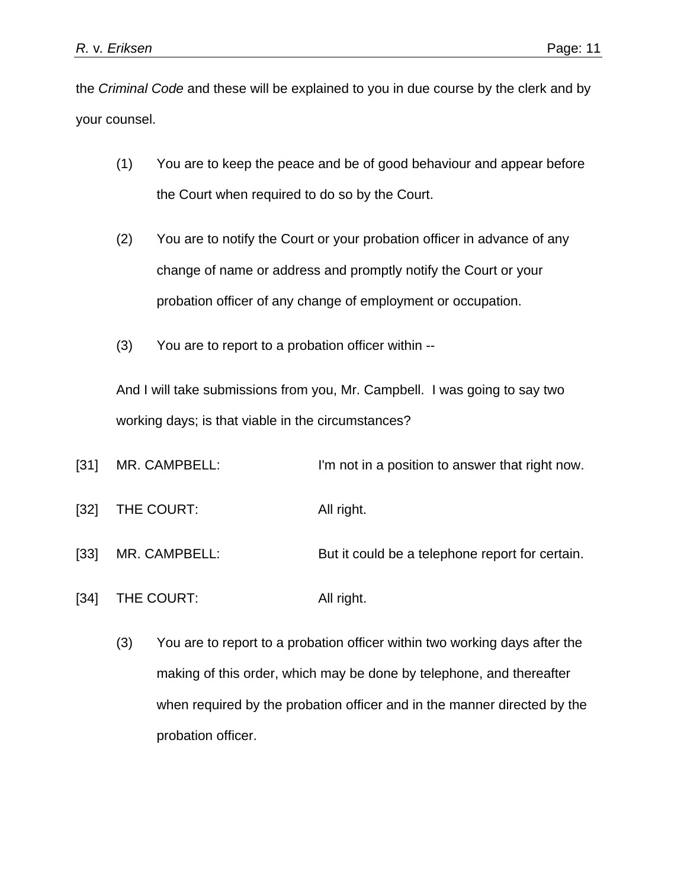the *Criminal Code* and these will be explained to you in due course by the clerk and by your counsel.

> (1) You are to keep the peace and be of good behaviour and appear before the Court when required to do so by the Court.
>
> (2) You are to notify the Court or your probation officer in advance of any change of name or address and promptly notify the Court or your probation officer of any change of employment or occupation.
>
> (3) You are to report to a probation officer within --

And I will take submissions from you, Mr. Campbell. I was going to say two working days; is that viable in the circumstances?

[31] MR. CAMPBELL: I'm not in a position to answer that right now.

[32] THE COURT: All right.

[33] MR. CAMPBELL: But it could be a telephone report for certain.

[34] THE COURT: All right.

> (3) You are to report to a probation officer within two working days after the making of this order, which may be done by telephone, and thereafter when required by the probation officer and in the manner directed by the probation officer.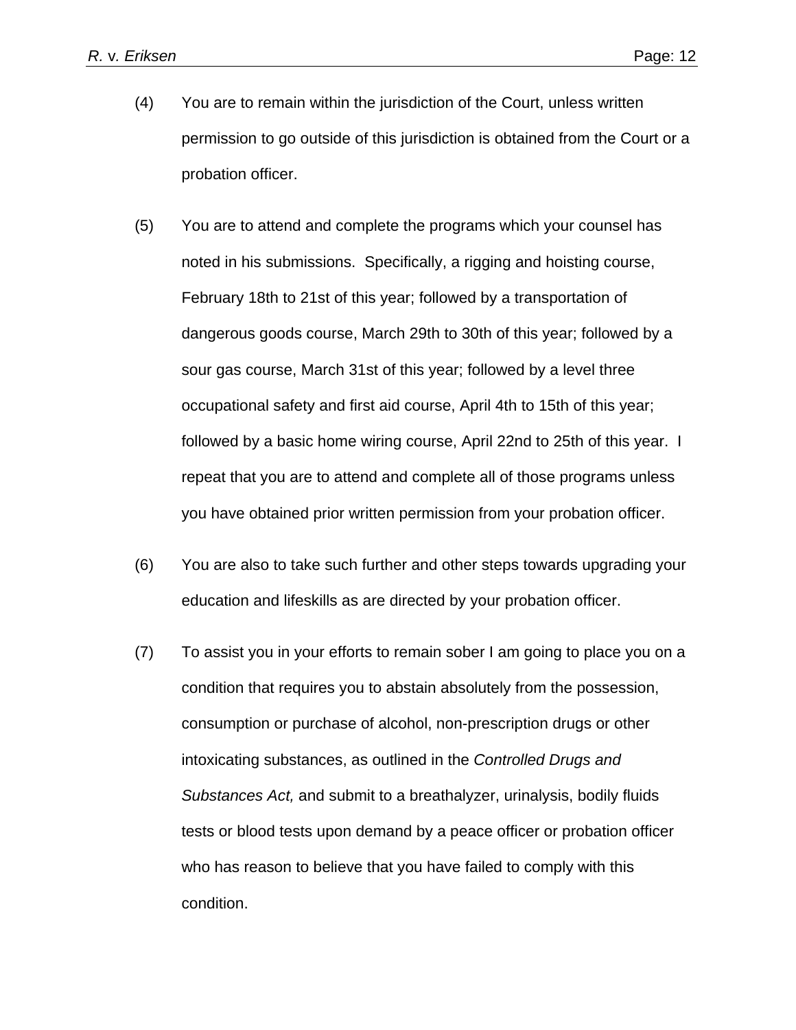(4) You are to remain within the jurisdiction of the Court, unless written permission to go outside of this jurisdiction is obtained from the Court or a probation officer.

(5) You are to attend and complete the programs which your counsel has noted in his submissions. Specifically, a rigging and hoisting course, February 18th to 21st of this year; followed by a transportation of dangerous goods course, March 29th to 30th of this year; followed by a sour gas course, March 31st of this year; followed by a level three occupational safety and first aid course, April 4th to 15th of this year; followed by a basic home wiring course, April 22nd to 25th of this year. I repeat that you are to attend and complete all of those programs unless you have obtained prior written permission from your probation officer.

(6) You are also to take such further and other steps towards upgrading your education and lifeskills as are directed by your probation officer.

(7) To assist you in your efforts to remain sober I am going to place you on a condition that requires you to abstain absolutely from the possession, consumption or purchase of alcohol, non-prescription drugs or other intoxicating substances, as outlined in the *Controlled Drugs and Substances Act,* and submit to a breathalyzer, urinalysis, bodily fluids tests or blood tests upon demand by a peace officer or probation officer who has reason to believe that you have failed to comply with this condition.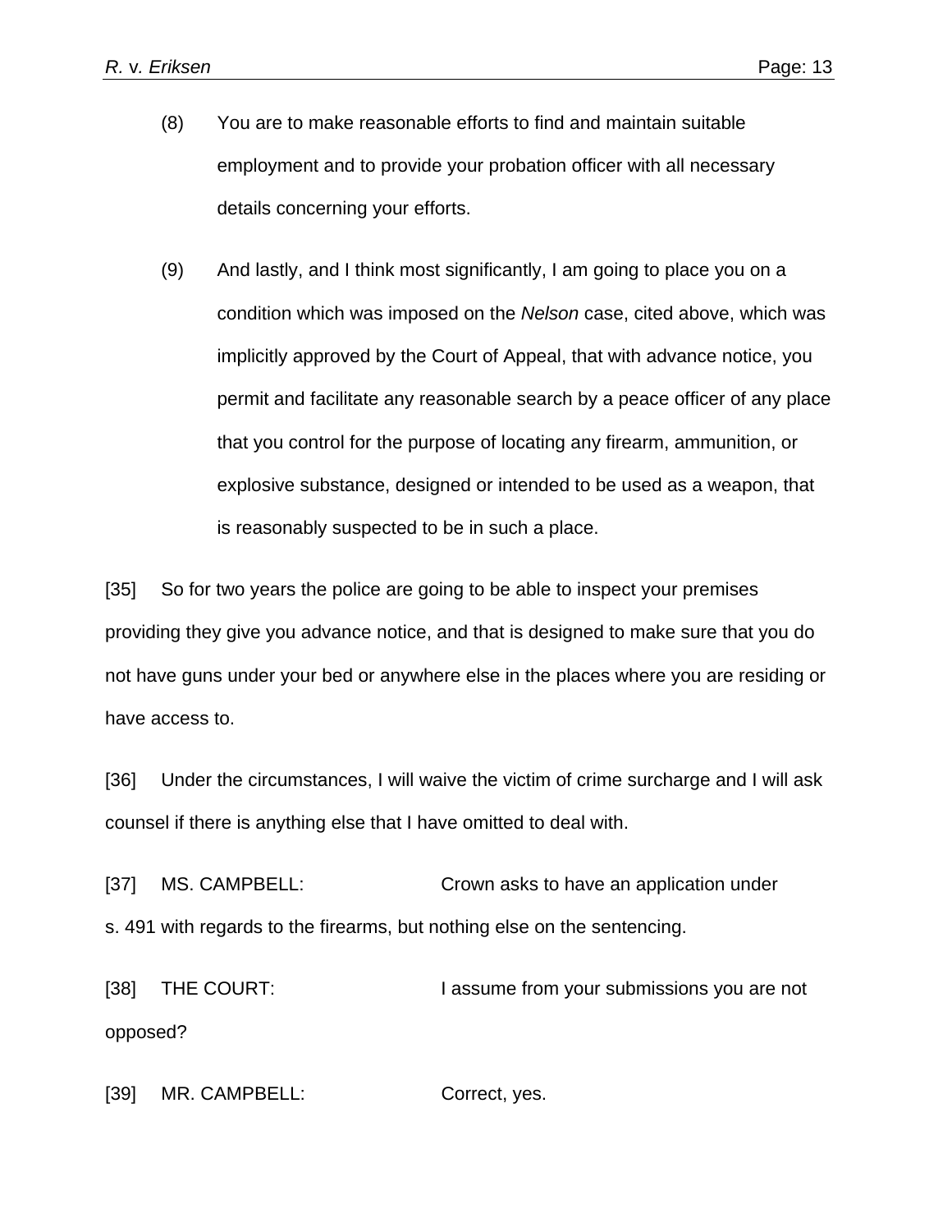(8) You are to make reasonable efforts to find and maintain suitable employment and to provide your probation officer with all necessary details concerning your efforts.

(9) And lastly, and I think most significantly, I am going to place you on a condition which was imposed on the *Nelson* case, cited above, which was implicitly approved by the Court of Appeal, that with advance notice, you permit and facilitate any reasonable search by a peace officer of any place that you control for the purpose of locating any firearm, ammunition, or explosive substance, designed or intended to be used as a weapon, that is reasonably suspected to be in such a place.

[35] So for two years the police are going to be able to inspect your premises providing they give you advance notice, and that is designed to make sure that you do not have guns under your bed or anywhere else in the places where you are residing or have access to.

[36] Under the circumstances, I will waive the victim of crime surcharge and I will ask counsel if there is anything else that I have omitted to deal with.

[37] MS. CAMPBELL: Crown asks to have an application under s. 491 with regards to the firearms, but nothing else on the sentencing.

[38] THE COURT: I assume from your submissions you are not opposed?

[39] MR. CAMPBELL: Correct, yes.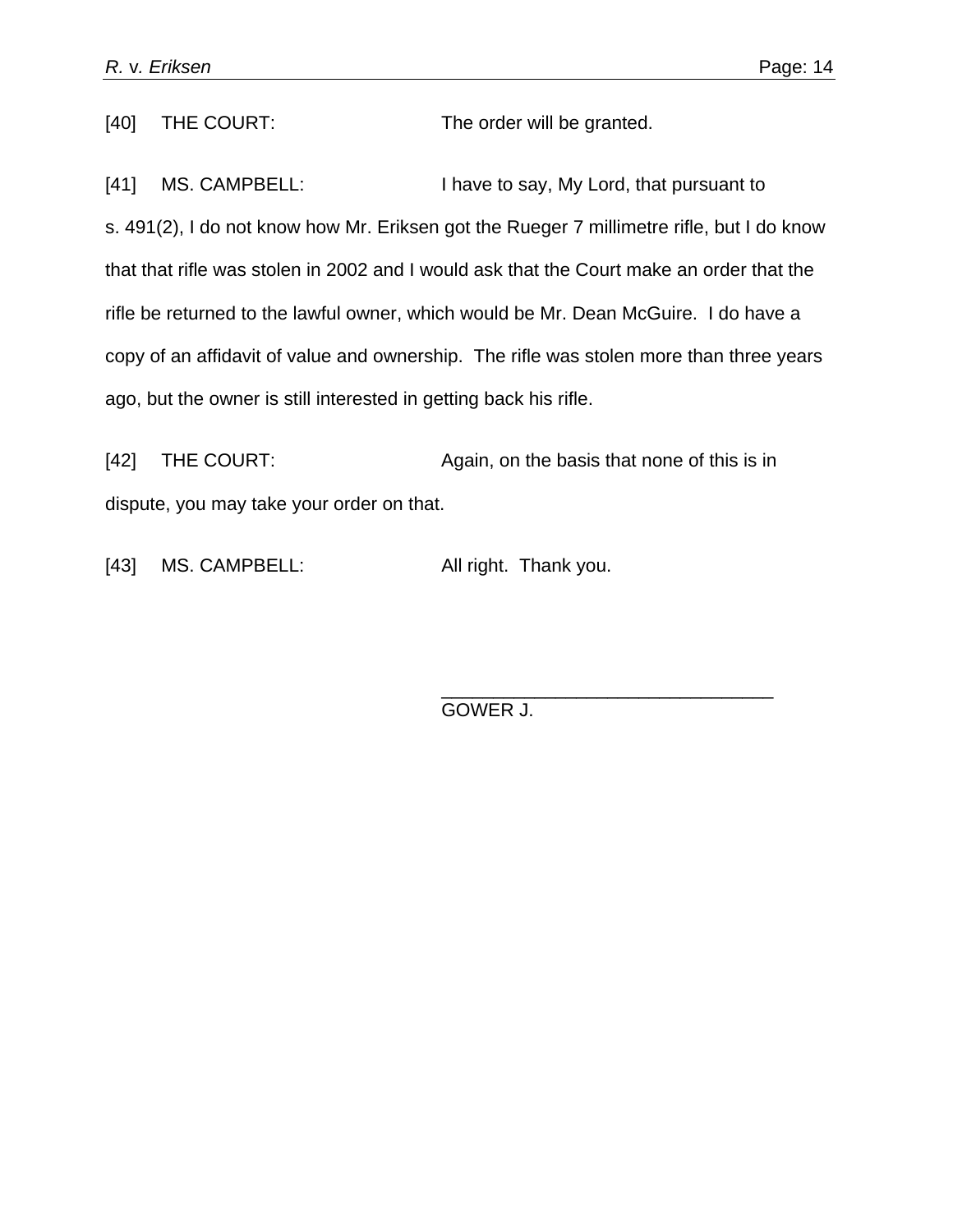[40] THE COURT: The order will be granted.

[41] MS. CAMPBELL: I have to say, My Lord, that pursuant to s. 491(2), I do not know how Mr. Eriksen got the Rueger 7 millimetre rifle, but I do know that that rifle was stolen in 2002 and I would ask that the Court make an order that the rifle be returned to the lawful owner, which would be Mr. Dean McGuire. I do have a copy of an affidavit of value and ownership. The rifle was stolen more than three years ago, but the owner is still interested in getting back his rifle.

[42] THE COURT: Again, on the basis that none of this is in dispute, you may take your order on that.

[43] MS. CAMPBELL: All right. Thank you.

\_\_\_\_\_\_\_\_\_\_\_\_\_\_\_\_\_\_\_\_\_\_\_\_\_\_\_\_\_\_\_\_

GOWER J.